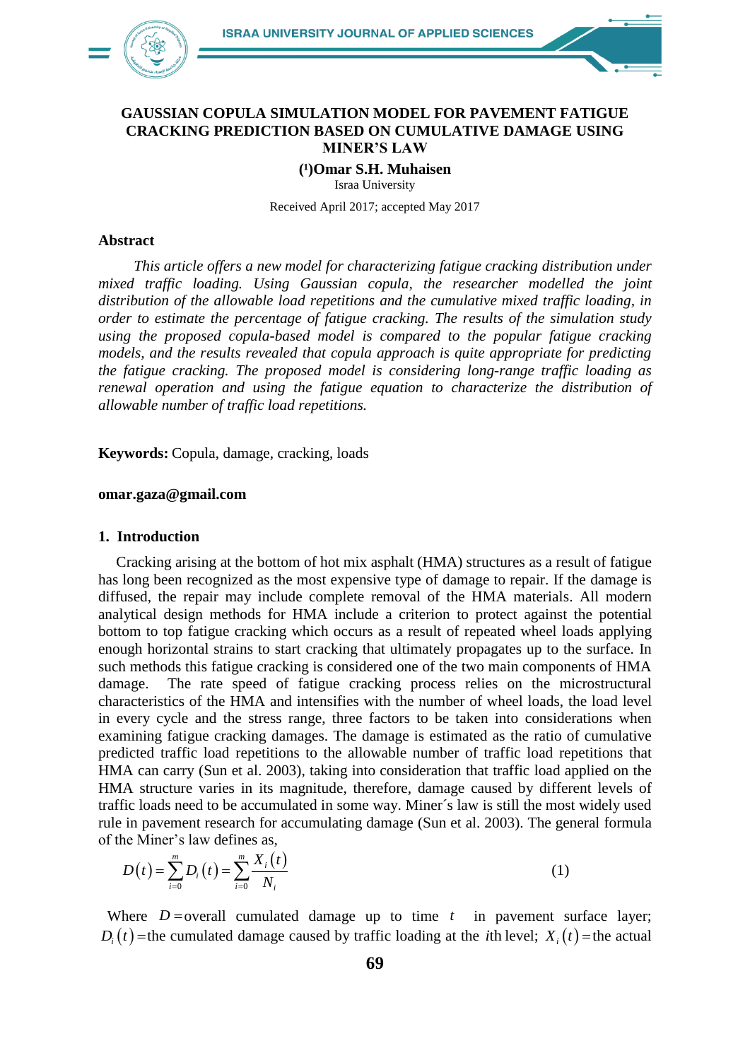# GAUSSIAN COPULA SIMULATION MODEL FOR PAVEMENT FATIGUE CRACKING PREDICTION BASED ON CUMULATIVE DAMAGE USING MINER'S LAW

**([1])Omar S.H. Muhaisen**

Israa University

Received April 2017; accepted May 2017

## Abstract

*This article offers a new model for characterizing fatigue cracking distribution under mixed traffic loading. Using Gaussian copula, the researcher modelled the joint distribution of the allowable load repetitions and the cumulative mixed traffic loading, in order to estimate the percentage of fatigue cracking. The results of the simulation study using the proposed copula-based model is compared to the popular fatigue cracking models, and the results revealed that copula approach is quite appropriate for predicting the fatigue cracking. The proposed model is considering long-range traffic loading as renewal operation and using the fatigue equation to characterize the distribution of allowable number of traffic load repetitions.*

**Keywords:** Copula, damage, cracking, loads

**omar.gaza@gmail.com**

## 1. Introduction

Cracking arising at the bottom of hot mix asphalt (HMA) structures as a result of fatigue has long been recognized as the most expensive type of damage to repair. If the damage is diffused, the repair may include complete removal of the HMA materials. All modern analytical design methods for HMA include a criterion to protect against the potential bottom to top fatigue cracking which occurs as a result of repeated wheel loads applying enough horizontal strains to start cracking that ultimately propagates up to the surface. In such methods this fatigue cracking is considered one of the two main components of HMA damage. The rate speed of fatigue cracking process relies on the microstructural characteristics of the HMA and intensifies with the number of wheel loads, the load level in every cycle and the stress range, three factors to be taken into considerations when examining fatigue cracking damages. The damage is estimated as the ratio of cumulative predicted traffic load repetitions to the allowable number of traffic load repetitions that HMA can carry (Sun et al. 2003), taking into consideration that traffic load applied on the HMA structure varies in its magnitude, therefore, damage caused by different levels of traffic loads need to be accumulated in some way. Miner´s law is still the most widely used rule in pavement research for accumulating damage (Sun et al. 2003). The general formula of the Miner's law defines as,

$$D(t) = \sum_{i=0}^{m} D_i(t) = \sum_{i=0}^{m} \frac{X_i(t)}{N_i} \qquad (1)$$

Where $D$ = overall cumulated damage up to time $t$ in pavement surface layer; $D_i(t)$ = the cumulated damage caused by traffic loading at the $i$th level; $X_i(t)$ = the actual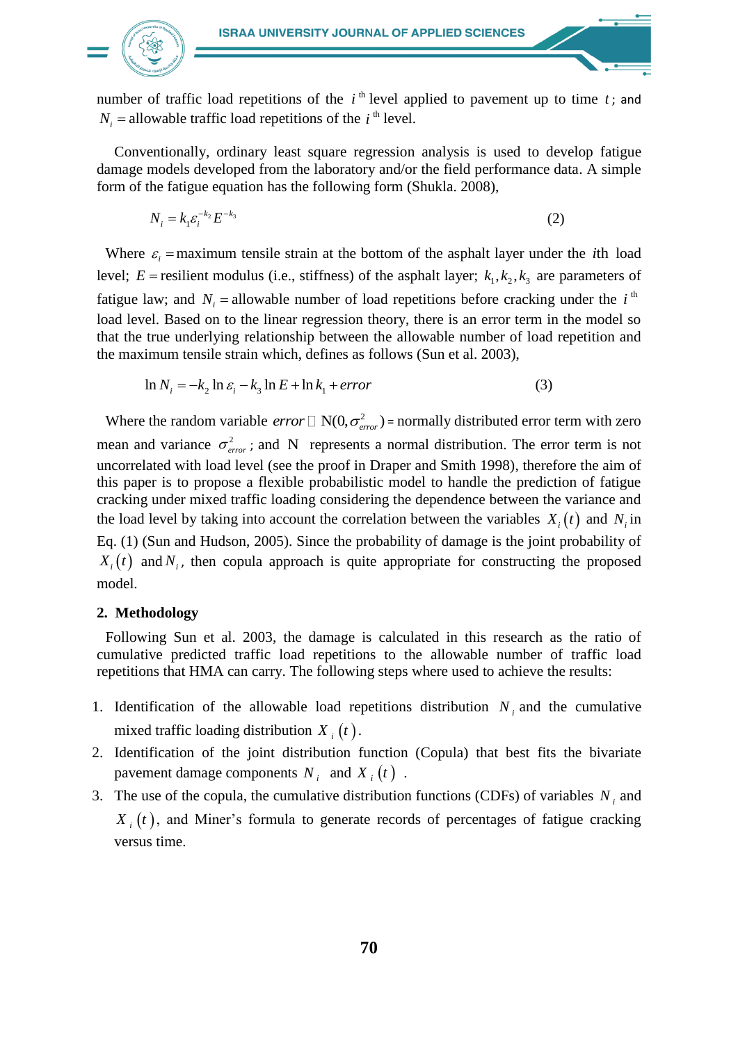number of traffic load repetitions of the $i^{th}$ level applied to pavement up to time $t$; and $N_i$ = allowable traffic load repetitions of the $i^{th}$ level.

Conventionally, ordinary least square regression analysis is used to develop fatigue damage models developed from the laboratory and/or the field performance data. A simple form of the fatigue equation has the following form (Shukla. 2008),

$$N_i = k_1 \varepsilon_i^{-k_2} E^{-k_3} \tag{2}$$

Where $\varepsilon_i$ = maximum tensile strain at the bottom of the asphalt layer under the $i$th load level; $E$ = resilient modulus (i.e., stiffness) of the asphalt layer; $k_1, k_2, k_3$ are parameters of fatigue law; and $N_i$ = allowable number of load repetitions before cracking under the $i^{th}$ load level. Based on to the linear regression theory, there is an error term in the model so that the true underlying relationship between the allowable number of load repetition and the maximum tensile strain which, defines as follows (Sun et al. 2003),

$$\ln N_i = -k_2 \ln \varepsilon_i - k_3 \ln E + \ln k_1 + error \tag{3}$$

Where the random variable $error \sim N(0, \sigma_{error}^2)$ = normally distributed error term with zero mean and variance $\sigma_{error}^2$; and N represents a normal distribution. The error term is not uncorrelated with load level (see the proof in Draper and Smith 1998), therefore the aim of this paper is to propose a flexible probabilistic model to handle the prediction of fatigue cracking under mixed traffic loading considering the dependence between the variance and the load level by taking into account the correlation between the variables $X_i(t)$ and $N_i$ in Eq. (1) (Sun and Hudson, 2005). Since the probability of damage is the joint probability of $X_i(t)$ and $N_i$, then copula approach is quite appropriate for constructing the proposed model.

## 2. Methodology

Following Sun et al. 2003, the damage is calculated in this research as the ratio of cumulative predicted traffic load repetitions to the allowable number of traffic load repetitions that HMA can carry. The following steps where used to achieve the results:

1. Identification of the allowable load repetitions distribution $N_i$ and the cumulative mixed traffic loading distribution $X_i(t)$.
2. Identification of the joint distribution function (Copula) that best fits the bivariate pavement damage components $N_i$ and $X_i(t)$ .
3. The use of the copula, the cumulative distribution functions (CDFs) of variables $N_i$ and $X_i(t)$, and Miner's formula to generate records of percentages of fatigue cracking versus time.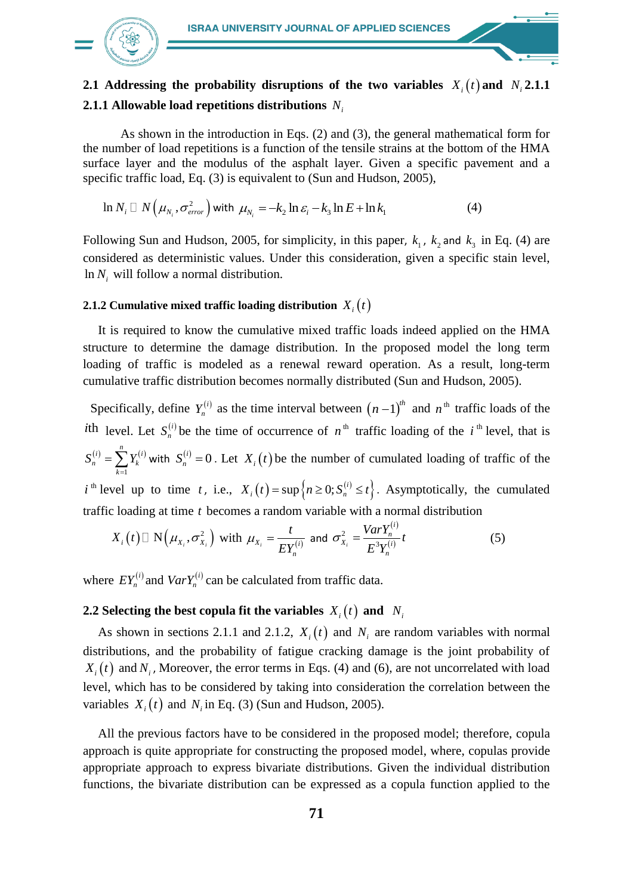### 2.1 Addressing the probability disruptions of the two variables $X_i(t)$ and $N_i$ 2.1.1

### 2.1.1 Allowable load repetitions distributions $N_i$

As shown in the introduction in Eqs. (2) and (3), the general mathematical form for the number of load repetitions is a function of the tensile strains at the bottom of the HMA surface layer and the modulus of the asphalt layer. Given a specific pavement and a specific traffic load, Eq. (3) is equivalent to (Sun and Hudson, 2005),

$$\ln N_i \sim N\left(\mu_{N_i}, \sigma^2_{error}\right) \text{ with } \mu_{N_i} = -k_2 \ln \varepsilon_i - k_3 \ln E + \ln k_1 \qquad (4)$$

Following Sun and Hudson, 2005, for simplicity, in this paper, $k_1$, $k_2$ and $k_3$ in Eq. (4) are considered as deterministic values. Under this consideration, given a specific stain level, $\ln N_i$ will follow a normal distribution.

#### 2.1.2 Cumulative mixed traffic loading distribution $X_i(t)$

It is required to know the cumulative mixed traffic loads indeed applied on the HMA structure to determine the damage distribution. In the proposed model the long term loading of traffic is modeled as a renewal reward operation. As a result, long-term cumulative traffic distribution becomes normally distributed (Sun and Hudson, 2005).

Specifically, define $Y_n^{(i)}$ as the time interval between $(n-1)^{th}$ and $n^{th}$ traffic loads of the $i$th level. Let $S_n^{(i)}$ be the time of occurrence of $n^{th}$ traffic loading of the $i^{th}$ level, that is $S_n^{(i)} = \sum_{k=1}^{n} Y_k^{(i)}$ with $S_n^{(i)} = 0$. Let $X_i(t)$ be the number of cumulated loading of traffic of the $i^{th}$ level up to time $t$, i.e., $X_i(t) = \sup\left\{n \geq 0; S_n^{(i)} \leq t\right\}$. Asymptotically, the cumulated traffic loading at time $t$ becomes a random variable with a normal distribution

$$X_i(t) \sim \mathrm{N}\left(\mu_{X_i}, \sigma^2_{X_i}\right) \text{ with } \mu_{X_i} = \frac{t}{EY_n^{(i)}} \text{ and } \sigma^2_{X_i} = \frac{VarY_n^{(i)}}{E^3 Y_n^{(i)}} t \qquad (5)$$

where $EY_n^{(i)}$ and $VarY_n^{(i)}$ can be calculated from traffic data.

### 2.2 Selecting the best copula fit the variables $X_i(t)$ and $N_i$

As shown in sections 2.1.1 and 2.1.2, $X_i(t)$ and $N_i$ are random variables with normal distributions, and the probability of fatigue cracking damage is the joint probability of $X_i(t)$ and $N_i$, Moreover, the error terms in Eqs. (4) and (6), are not uncorrelated with load level, which has to be considered by taking into consideration the correlation between the variables $X_i(t)$ and $N_i$ in Eq. (3) (Sun and Hudson, 2005).

All the previous factors have to be considered in the proposed model; therefore, copula approach is quite appropriate for constructing the proposed model, where, copulas provide appropriate approach to express bivariate distributions. Given the individual distribution functions, the bivariate distribution can be expressed as a copula function applied to the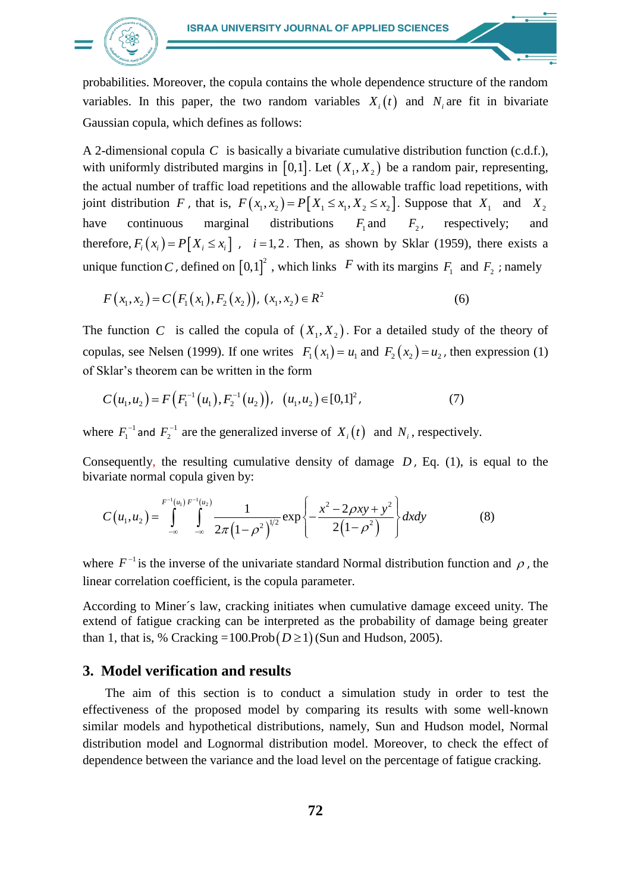probabilities. Moreover, the copula contains the whole dependence structure of the random variables. In this paper, the two random variables $X_i(t)$ and $N_i$ are fit in bivariate Gaussian copula, which defines as follows:

A 2-dimensional copula $C$ is basically a bivariate cumulative distribution function (c.d.f.), with uniformly distributed margins in $[0,1]$. Let $(X_1, X_2)$ be a random pair, representing, the actual number of traffic load repetitions and the allowable traffic load repetitions, with joint distribution $F$, that is, $F(x_1,x_2) = P[X_1 \le x_1, X_2 \le x_2]$. Suppose that $X_1$ and $X_2$ have continuous marginal distributions $F_1$ and $F_2$, respectively; and therefore, $F_i(x_i) = P[X_i \le x_i]$, $i = 1,2$. Then, as shown by Sklar (1959), there exists a unique function $C$, defined on $[0,1]^2$, which links $F$ with its margins $F_1$ and $F_2$; namely

$$F(x_1,x_2) = C(F_1(x_1), F_2(x_2)), \; (x_1,x_2) \in R^2 \tag{6}$$

The function $C$ is called the copula of $(X_1, X_2)$. For a detailed study of the theory of copulas, see Nelsen (1999). If one writes $F_1(x_1) = u_1$ and $F_2(x_2) = u_2$, then expression (1) of Sklar's theorem can be written in the form

$$C(u_1,u_2) = F(F_1^{-1}(u_1), F_2^{-1}(u_2)), \; (u_1,u_2) \in [0,1]^2, \tag{7}$$

where $F_1^{-1}$ and $F_2^{-1}$ are the generalized inverse of $X_i(t)$ and $N_i$, respectively.

Consequently, the resulting cumulative density of damage $D$, Eq. (1), is equal to the bivariate normal copula given by:

$$C(u_1,u_2) = \int_{-\infty}^{F^{-1}(u_1)} \int_{-\infty}^{F^{-1}(u_2)} \frac{1}{2\pi(1-\rho^2)^{1/2}} \exp\left\{-\frac{x^2 - 2\rho xy + y^2}{2(1-\rho^2)}\right\} dxdy \tag{8}$$

where $F^{-1}$ is the inverse of the univariate standard Normal distribution function and $\rho$, the linear correlation coefficient, is the copula parameter.

According to Miner´s law, cracking initiates when cumulative damage exceed unity. The extend of fatigue cracking can be interpreted as the probability of damage being greater than 1, that is, % Cracking $= 100.\text{Prob}(D \ge 1)$ (Sun and Hudson, 2005).

## 3. Model verification and results

The aim of this section is to conduct a simulation study in order to test the effectiveness of the proposed model by comparing its results with some well-known similar models and hypothetical distributions, namely, Sun and Hudson model, Normal distribution model and Lognormal distribution model. Moreover, to check the effect of dependence between the variance and the load level on the percentage of fatigue cracking.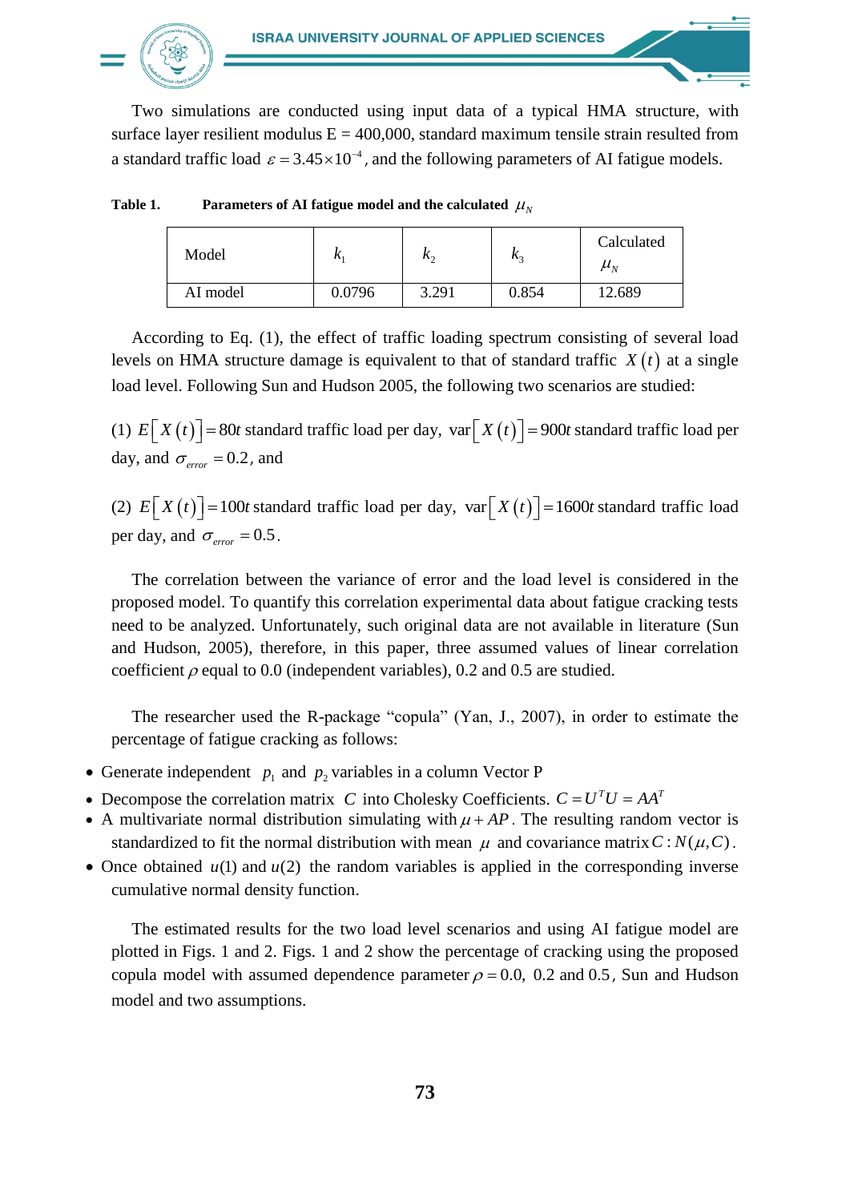Two simulations are conducted using input data of a typical HMA structure, with surface layer resilient modulus E = 400,000, standard maximum tensile strain resulted from a standard traffic load $\varepsilon = 3.45 \times 10^{-4}$, and the following parameters of AI fatigue models.

**Table 1.** **Parameters of AI fatigue model and the calculated $\mu_N$**

| Model | $k_1$ | $k_2$ | $k_3$ | Calculated $\mu_N$ |
|---|---|---|---|---|
| AI model | 0.0796 | 3.291 | 0.854 | 12.689 |

According to Eq. (1), the effect of traffic loading spectrum consisting of several load levels on HMA structure damage is equivalent to that of standard traffic $X(t)$ at a single load level. Following Sun and Hudson 2005, the following two scenarios are studied:

(1) $E\left[X(t)\right] = 80t$ standard traffic load per day, $\text{var}\left[X(t)\right] = 900t$ standard traffic load per day, and $\sigma_{error} = 0.2$, and

(2) $E\left[X(t)\right] = 100t$ standard traffic load per day, $\text{var}\left[X(t)\right] = 1600t$ standard traffic load per day, and $\sigma_{error} = 0.5$.

The correlation between the variance of error and the load level is considered in the proposed model. To quantify this correlation experimental data about fatigue cracking tests need to be analyzed. Unfortunately, such original data are not available in literature (Sun and Hudson, 2005), therefore, in this paper, three assumed values of linear correlation coefficient $\rho$ equal to 0.0 (independent variables), 0.2 and 0.5 are studied.

The researcher used the R-package "copula" (Yan, J., 2007), in order to estimate the percentage of fatigue cracking as follows:

- Generate independent $p_1$ and $p_2$ variables in a column Vector P
- Decompose the correlation matrix $C$ into Cholesky Coefficients. $C = U^T U = AA^T$
- A multivariate normal distribution simulating with $\mu + AP$. The resulting random vector is standardized to fit the normal distribution with mean $\mu$ and covariance matrix $C : N(\mu, C)$.
- Once obtained $u(1)$ and $u(2)$ the random variables is applied in the corresponding inverse cumulative normal density function.

The estimated results for the two load level scenarios and using AI fatigue model are plotted in Figs. 1 and 2. Figs. 1 and 2 show the percentage of cracking using the proposed copula model with assumed dependence parameter $\rho = 0.0,\ 0.2$ and $0.5$, Sun and Hudson model and two assumptions.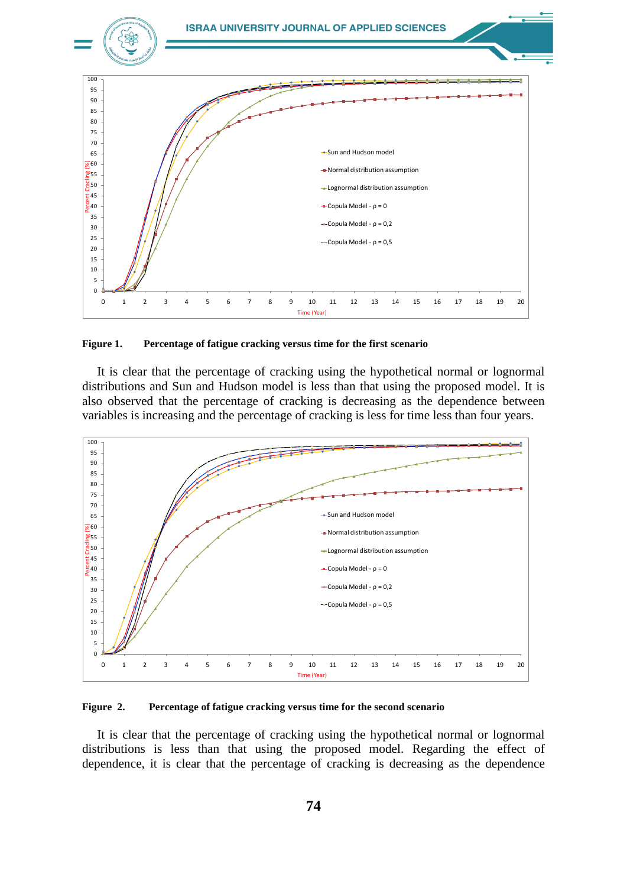**Figure 1.** **Percentage of fatigue cracking versus time for the first scenario**

It is clear that the percentage of cracking using the hypothetical normal or lognormal distributions and Sun and Hudson model is less than that using the proposed model. It is also observed that the percentage of cracking is decreasing as the dependence between variables is increasing and the percentage of cracking is less for time less than four years.

**Figure 2.** **Percentage of fatigue cracking versus time for the second scenario**

It is clear that the percentage of cracking using the hypothetical normal or lognormal distributions is less than that using the proposed model. Regarding the effect of dependence, it is clear that the percentage of cracking is decreasing as the dependence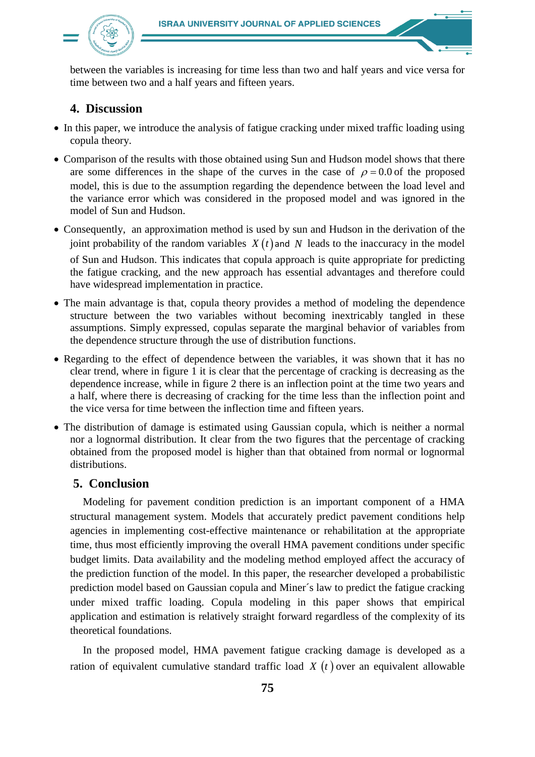between the variables is increasing for time less than two and half years and vice versa for time between two and a half years and fifteen years.

## 4. Discussion

- In this paper, we introduce the analysis of fatigue cracking under mixed traffic loading using copula theory.
- Comparison of the results with those obtained using Sun and Hudson model shows that there are some differences in the shape of the curves in the case of $\rho = 0.0$ of the proposed model, this is due to the assumption regarding the dependence between the load level and the variance error which was considered in the proposed model and was ignored in the model of Sun and Hudson.
- Consequently, an approximation method is used by sun and Hudson in the derivation of the joint probability of the random variables $X(t)$ and $N$ leads to the inaccuracy in the model of Sun and Hudson. This indicates that copula approach is quite appropriate for predicting the fatigue cracking, and the new approach has essential advantages and therefore could have widespread implementation in practice.
- The main advantage is that, copula theory provides a method of modeling the dependence structure between the two variables without becoming inextricably tangled in these assumptions. Simply expressed, copulas separate the marginal behavior of variables from the dependence structure through the use of distribution functions.
- Regarding to the effect of dependence between the variables, it was shown that it has no clear trend, where in figure 1 it is clear that the percentage of cracking is decreasing as the dependence increase, while in figure 2 there is an inflection point at the time two years and a half, where there is decreasing of cracking for the time less than the inflection point and the vice versa for time between the inflection time and fifteen years.
- The distribution of damage is estimated using Gaussian copula, which is neither a normal nor a lognormal distribution. It clear from the two figures that the percentage of cracking obtained from the proposed model is higher than that obtained from normal or lognormal distributions.

## 5. Conclusion

Modeling for pavement condition prediction is an important component of a HMA structural management system. Models that accurately predict pavement conditions help agencies in implementing cost-effective maintenance or rehabilitation at the appropriate time, thus most efficiently improving the overall HMA pavement conditions under specific budget limits. Data availability and the modeling method employed affect the accuracy of the prediction function of the model. In this paper, the researcher developed a probabilistic prediction model based on Gaussian copula and Miner´s law to predict the fatigue cracking under mixed traffic loading. Copula modeling in this paper shows that empirical application and estimation is relatively straight forward regardless of the complexity of its theoretical foundations.

In the proposed model, HMA pavement fatigue cracking damage is developed as a ration of equivalent cumulative standard traffic load $X(t)$ over an equivalent allowable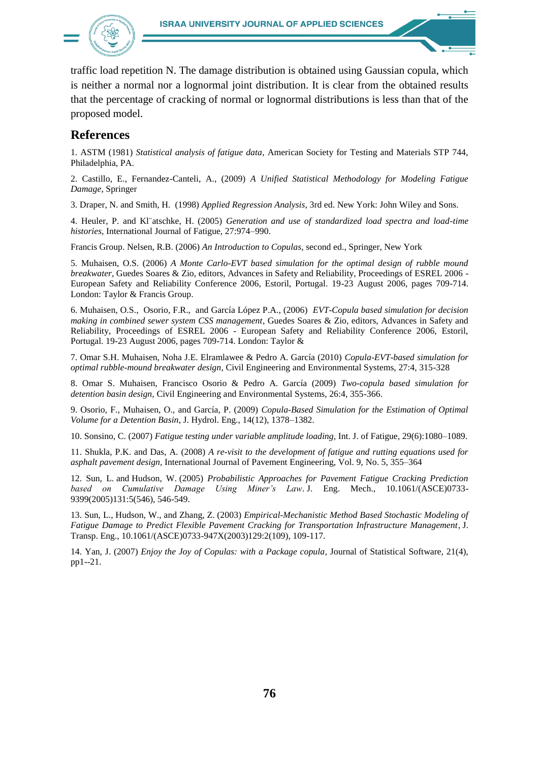traffic load repetition N. The damage distribution is obtained using Gaussian copula, which is neither a normal nor a lognormal joint distribution. It is clear from the obtained results that the percentage of cracking of normal or lognormal distributions is less than that of the proposed model.

## References

1. ASTM (1981) *Statistical analysis of fatigue data*, American Society for Testing and Materials STP 744, Philadelphia, PA.

2. Castillo, E., Fernandez-Canteli, A., (2009) *A Unified Statistical Methodology for Modeling Fatigue Damage*, Springer

3. Draper, N. and Smith, H. (1998) *Applied Regression Analysis*, 3rd ed. New York: John Wiley and Sons.

4. Heuler, P. and Kl¨atschke, H. (2005) *Generation and use of standardized load spectra and load-time histories*, International Journal of Fatigue, 27:974–990.

Francis Group. Nelsen, R.B. (2006) *An Introduction to Copulas*, second ed., Springer, New York

5. Muhaisen, O.S. (2006) *A Monte Carlo-EVT based simulation for the optimal design of rubble mound breakwater*, Guedes Soares & Zio, editors, Advances in Safety and Reliability, Proceedings of ESREL 2006 - European Safety and Reliability Conference 2006, Estoril, Portugal. 19-23 August 2006, pages 709-714. London: Taylor & Francis Group.

6. Muhaisen, O.S., Osorio, F.R., and García López P.A., (2006) *EVT-Copula based simulation for decision making in combined sewer system CSS management*, Guedes Soares & Zio, editors, Advances in Safety and Reliability, Proceedings of ESREL 2006 - European Safety and Reliability Conference 2006, Estoril, Portugal. 19-23 August 2006, pages 709-714. London: Taylor &

7. Omar S.H. Muhaisen, Noha J.E. Elramlawee & Pedro A. García (2010) *Copula-EVT-based simulation for optimal rubble-mound breakwater design*, Civil Engineering and Environmental Systems, 27:4, 315-328

8. Omar S. Muhaisen, Francisco Osorio & Pedro A. García (2009) *Two-copula based simulation for detention basin design*, Civil Engineering and Environmental Systems, 26:4, 355-366.

9. Osorio, F., Muhaisen, O., and García, P. (2009) *Copula-Based Simulation for the Estimation of Optimal Volume for a Detention Basin*, J. Hydrol. Eng., 14(12), 1378–1382.

10. Sonsino, C. (2007) *Fatigue testing under variable amplitude loading*, Int. J. of Fatigue, 29(6):1080–1089.

11. Shukla, P.K. and Das, A. (2008) *A re-visit to the development of fatigue and rutting equations used for asphalt pavement design*, International Journal of Pavement Engineering, Vol. 9, No. 5, 355–364

12. Sun, L. and Hudson, W. (2005) *Probabilistic Approaches for Pavement Fatigue Cracking Prediction based on Cumulative Damage Using Miner's Law*. J. Eng. Mech., 10.1061/(ASCE)0733-9399(2005)131:5(546), 546-549.

13. Sun, L., Hudson, W., and Zhang, Z. (2003) *Empirical-Mechanistic Method Based Stochastic Modeling of Fatigue Damage to Predict Flexible Pavement Cracking for Transportation Infrastructure Management*, J. Transp. Eng., 10.1061/(ASCE)0733-947X(2003)129:2(109), 109-117.

14. Yan, J. (2007) *Enjoy the Joy of Copulas: with a Package copula*, Journal of Statistical Software, 21(4), pp1--21.